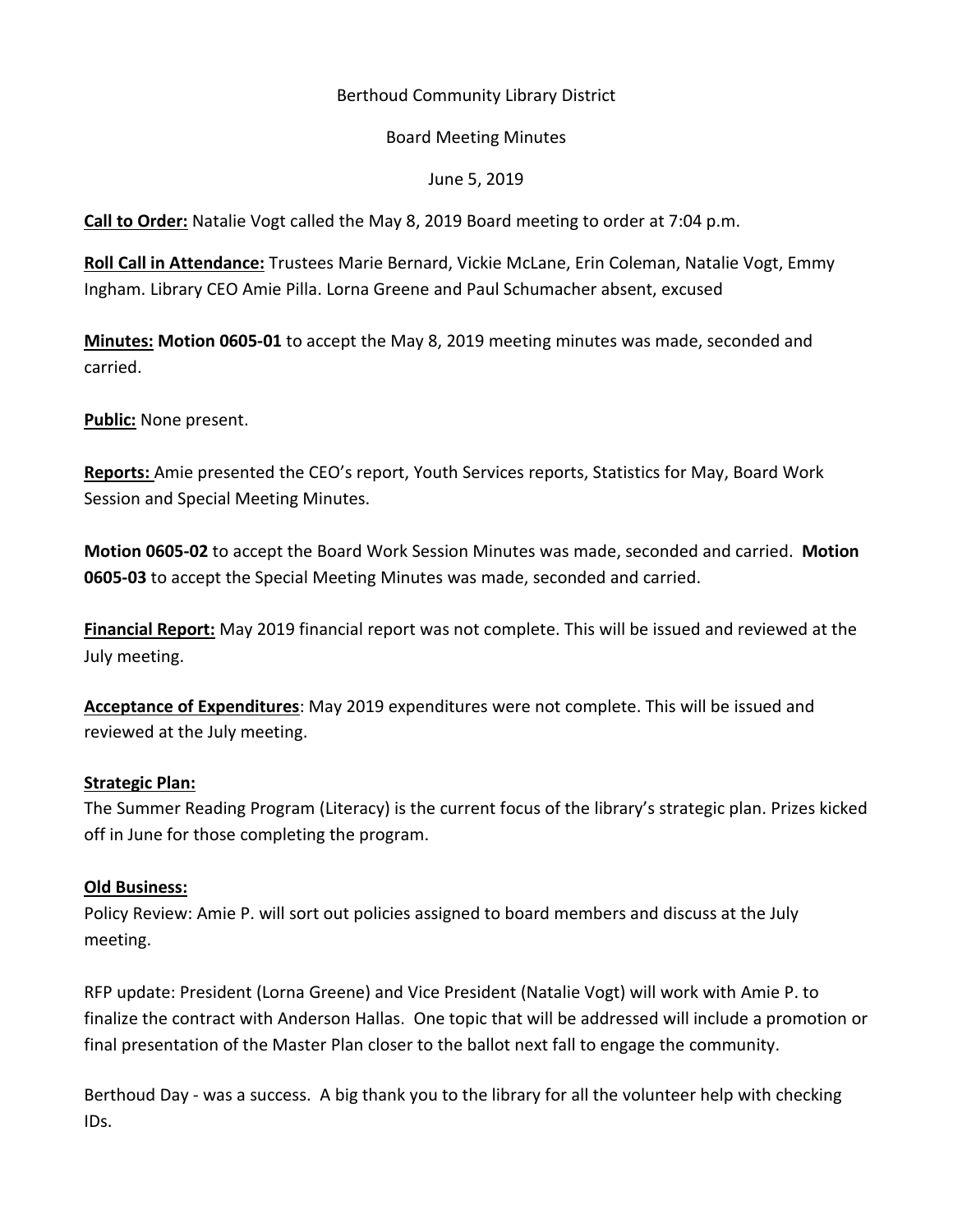Berthoud Community Library District

Board Meeting Minutes

June 5, 2019

**Call to Order:** Natalie Vogt called the May 8, 2019 Board meeting to order at 7:04 p.m.

**Roll Call in Attendance:** Trustees Marie Bernard, Vickie McLane, Erin Coleman, Natalie Vogt, Emmy Ingham. Library CEO Amie Pilla. Lorna Greene and Paul Schumacher absent, excused

**Minutes: Motion 0605-01** to accept the May 8, 2019 meeting minutes was made, seconded and carried.

**Public:** None present.

**Reports:** Amie presented the CEO's report, Youth Services reports, Statistics for May, Board Work Session and Special Meeting Minutes.

**Motion 0605-02** to accept the Board Work Session Minutes was made, seconded and carried. **Motion 0605-03** to accept the Special Meeting Minutes was made, seconded and carried.

**Financial Report:** May 2019 financial report was not complete. This will be issued and reviewed at the July meeting.

**Acceptance of Expenditures**: May 2019 expenditures were not complete. This will be issued and reviewed at the July meeting.

**Strategic Plan:**

The Summer Reading Program (Literacy) is the current focus of the library's strategic plan. Prizes kicked off in June for those completing the program.

**Old Business:**

Policy Review: Amie P. will sort out policies assigned to board members and discuss at the July meeting.

RFP update: President (Lorna Greene) and Vice President (Natalie Vogt) will work with Amie P. to finalize the contract with Anderson Hallas. One topic that will be addressed will include a promotion or final presentation of the Master Plan closer to the ballot next fall to engage the community.

Berthoud Day - was a success. A big thank you to the library for all the volunteer help with checking IDs.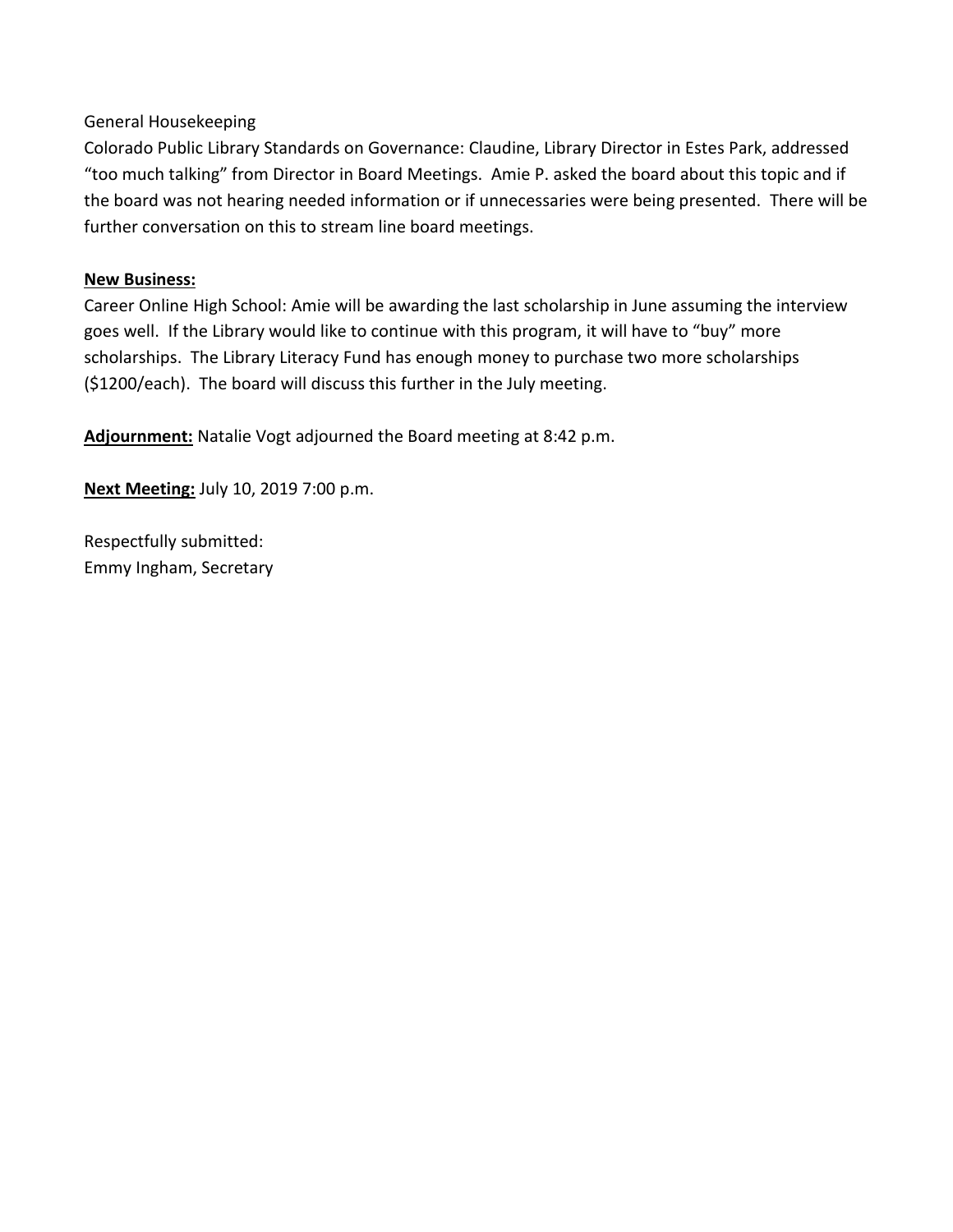General Housekeeping

Colorado Public Library Standards on Governance: Claudine, Library Director in Estes Park, addressed "too much talking" from Director in Board Meetings. Amie P. asked the board about this topic and if the board was not hearing needed information or if unnecessaries were being presented. There will be further conversation on this to stream line board meetings.

**New Business:**

Career Online High School: Amie will be awarding the last scholarship in June assuming the interview goes well. If the Library would like to continue with this program, it will have to "buy" more scholarships. The Library Literacy Fund has enough money to purchase two more scholarships ($1200/each). The board will discuss this further in the July meeting.

**Adjournment:** Natalie Vogt adjourned the Board meeting at 8:42 p.m.

**Next Meeting:** July 10, 2019 7:00 p.m.

Respectfully submitted:
Emmy Ingham, Secretary